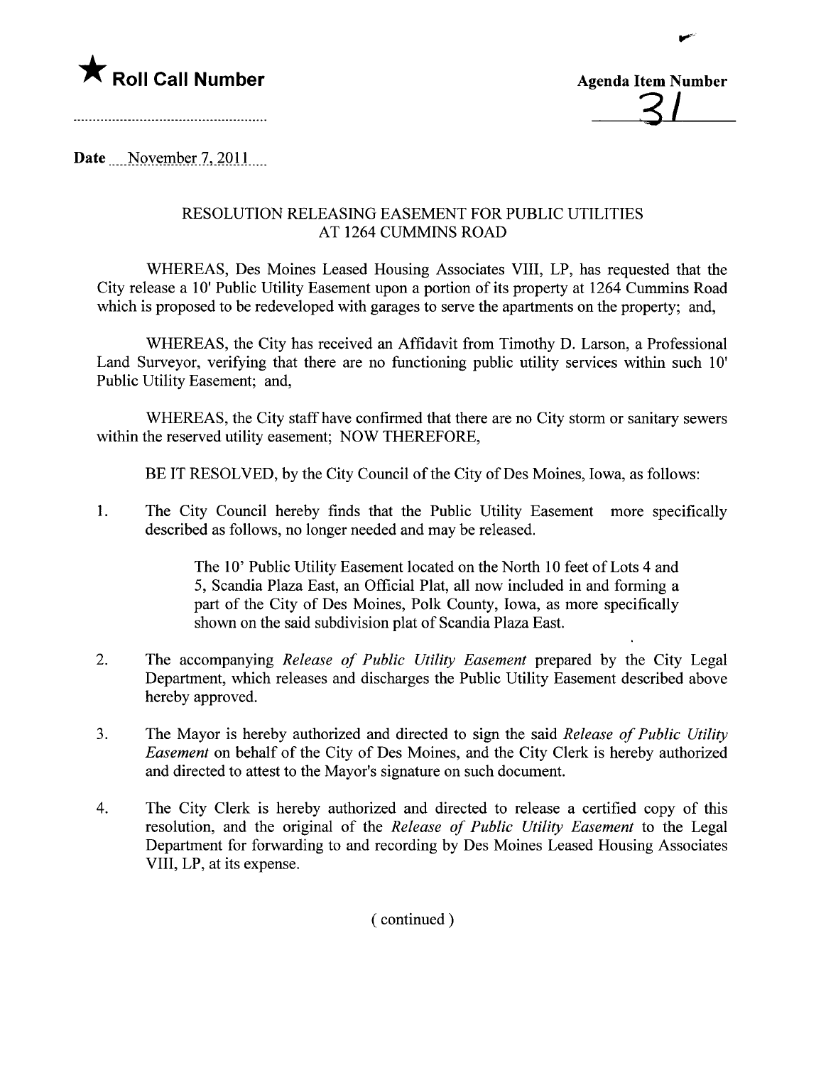★ **Roll Call Number**

**Agenda Item Number**

31

Date November 7, 2011

## RESOLUTION RELEASING EASEMENT FOR PUBLIC UTILITIES AT 1264 CUMMINS ROAD

WHEREAS, Des Moines Leased Housing Associates VIII, LP, has requested that the City release a 10' Public Utility Easement upon a portion of its property at 1264 Cummins Road which is proposed to be redeveloped with garages to serve the apartments on the property; and,

WHEREAS, the City has received an Affidavit from Timothy D. Larson, a Professional Land Surveyor, verifying that there are no functioning public utility services within such 10' Public Utility Easement; and,

WHEREAS, the City staff have confirmed that there are no City storm or sanitary sewers within the reserved utility easement; NOW THEREFORE,

BE IT RESOLVED, by the City Council of the City of Des Moines, Iowa, as follows:

1. The City Council hereby finds that the Public Utility Easement more specifically described as follows, no longer needed and may be released.

   The 10' Public Utility Easement located on the North 10 feet of Lots 4 and 5, Scandia Plaza East, an Official Plat, all now included in and forming a part of the City of Des Moines, Polk County, Iowa, as more specifically shown on the said subdivision plat of Scandia Plaza East.

2. The accompanying *Release of Public Utility Easement* prepared by the City Legal Department, which releases and discharges the Public Utility Easement described above hereby approved.

3. The Mayor is hereby authorized and directed to sign the said *Release of Public Utility Easement* on behalf of the City of Des Moines, and the City Clerk is hereby authorized and directed to attest to the Mayor's signature on such document.

4. The City Clerk is hereby authorized and directed to release a certified copy of this resolution, and the original of the *Release of Public Utility Easement* to the Legal Department for forwarding to and recording by Des Moines Leased Housing Associates VIII, LP, at its expense.

( continued )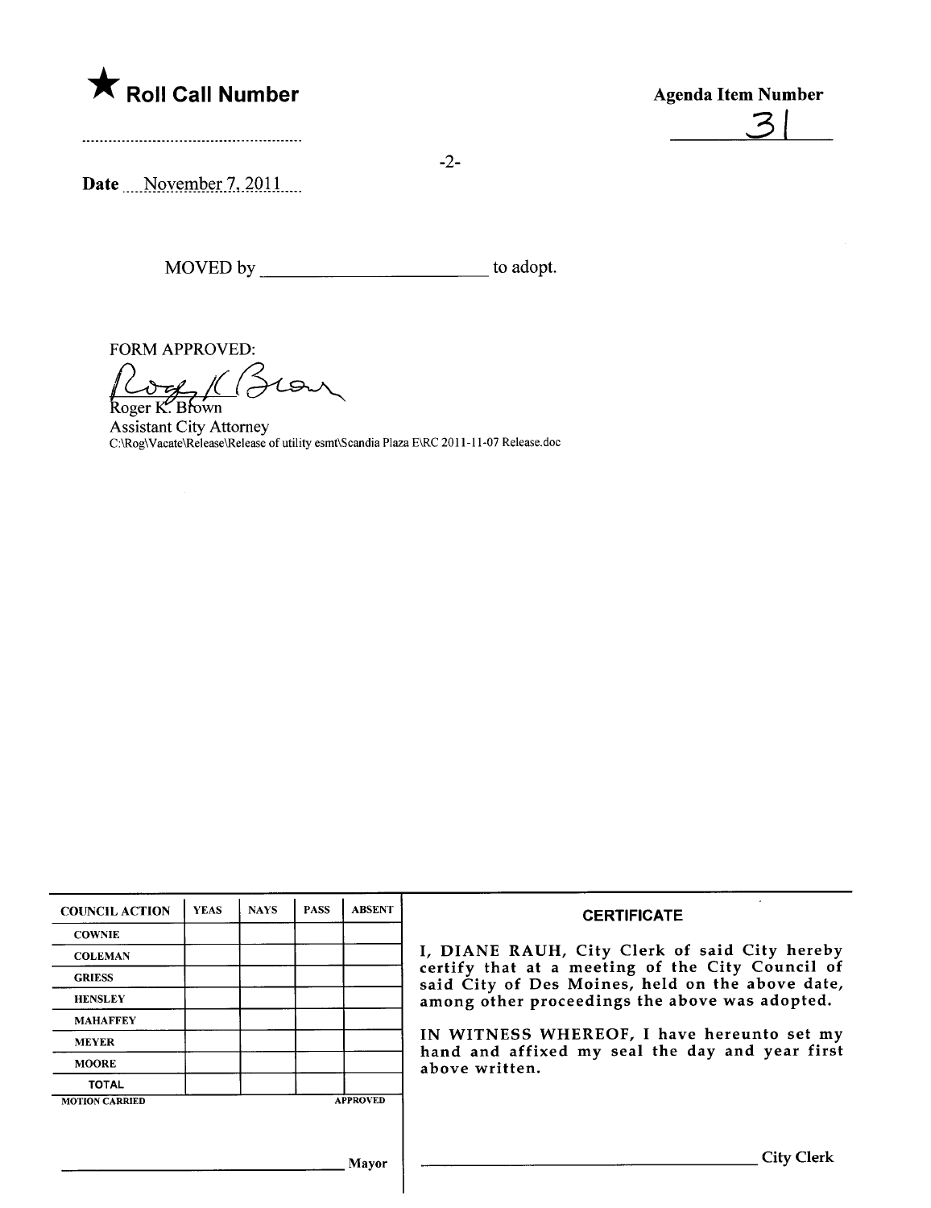★ **Roll Call Number**

**Agenda Item Number**

31

**Date** November 7, 2011

MOVED by ______________________ to adopt.

FORM APPROVED:

Roger K. Brown

Assistant City Attorney

C:\Rog\Vacate\Release\Release of utility esmt\Scandia Plaza E\RC 2011-11-07 Release.doc

| COUNCIL ACTION | YEAS | NAYS | PASS | ABSENT |
|---|---|---|---|---|
| COWNIE | | | | |
| COLEMAN | | | | |
| GRIESS | | | | |
| HENSLEY | | | | |
| MAHAFFEY | | | | |
| MEYER | | | | |
| MOORE | | | | |
| TOTAL | | | | |

MOTION CARRIED APPROVED

______________________ Mayor

**CERTIFICATE**

I, DIANE RAUH, City Clerk of said City hereby certify that at a meeting of the City Council of said City of Des Moines, held on the above date, among other proceedings the above was adopted.

IN WITNESS WHEREOF, I have hereunto set my hand and affixed my seal the day and year first above written.

______________________ City Clerk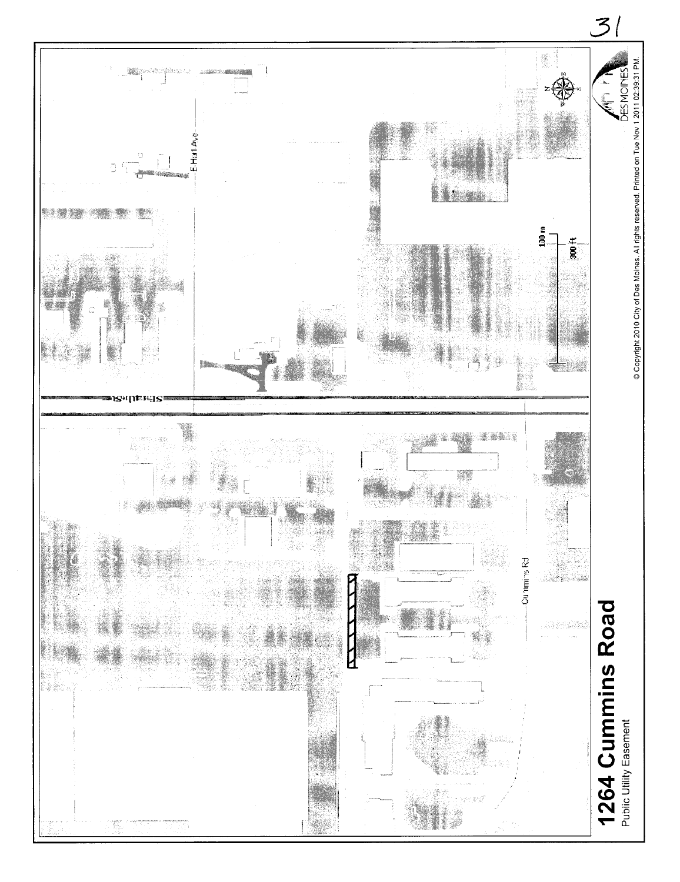# 1264 Cummins Road

Public Utility Easement

© Copyright 2010 City of Des Moines. All rights reserved. Printed on Tue Nov 1 2011 02:39:31 PM.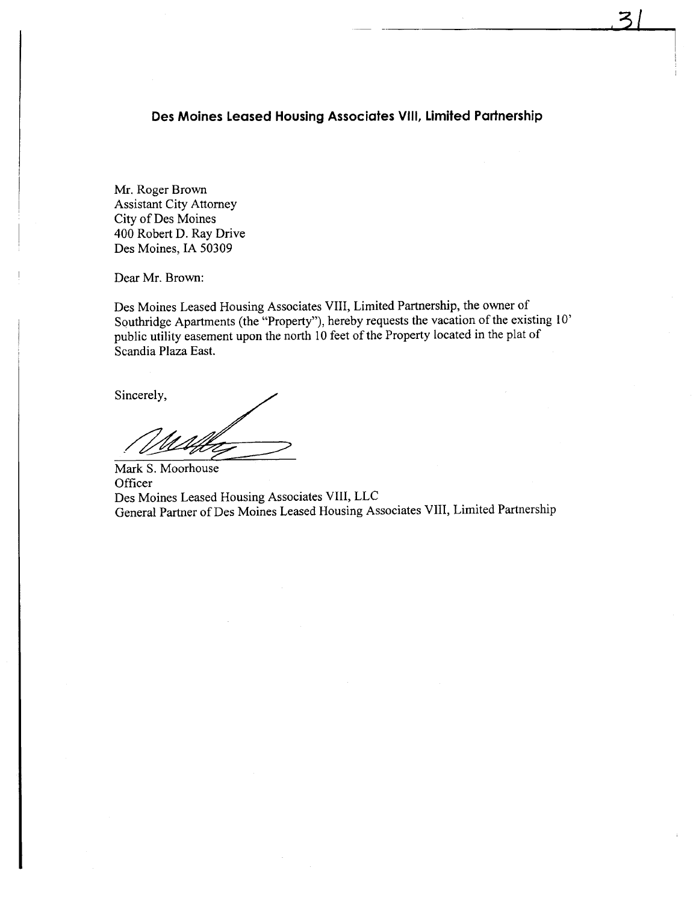## Des Moines Leased Housing Associates VIII, Limited Partnership

Mr. Roger Brown
Assistant City Attorney
City of Des Moines
400 Robert D. Ray Drive
Des Moines, IA 50309

Dear Mr. Brown:

Des Moines Leased Housing Associates VIII, Limited Partnership, the owner of Southridge Apartments (the "Property"), hereby requests the vacation of the existing 10' public utility easement upon the north 10 feet of the Property located in the plat of Scandia Plaza East.

Sincerely,

Mark S. Moorhouse
Officer
Des Moines Leased Housing Associates VIII, LLC
General Partner of Des Moines Leased Housing Associates VIII, Limited Partnership